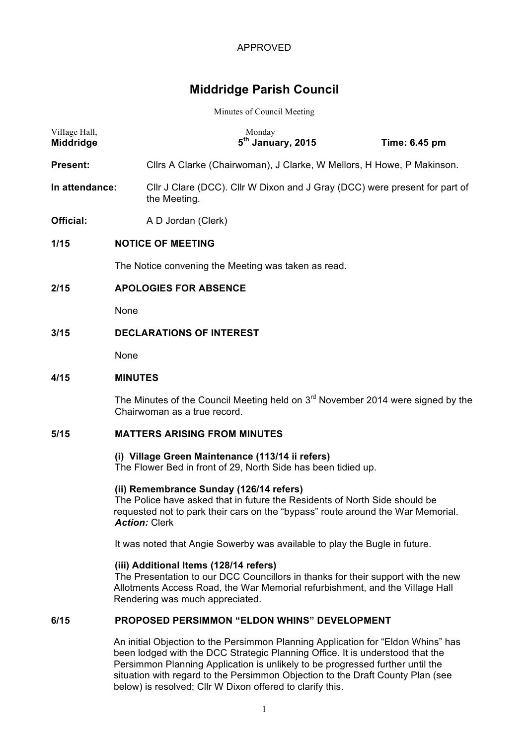APPROVED

# Middridge Parish Council

Minutes of Council Meeting

| Village Hall, **Middridge** | Monday **5th January, 2015** | **Time: 6.45 pm** |
|---|---|---|

**Present:** Cllrs A Clarke (Chairwoman), J Clarke, W Mellors, H Howe, P Makinson.

**In attendance:** Cllr J Clare (DCC). Cllr W Dixon and J Gray (DCC) were present for part of the Meeting.

**Official:** A D Jordan (Clerk)

## 1/15 NOTICE OF MEETING

The Notice convening the Meeting was taken as read.

## 2/15 APOLOGIES FOR ABSENCE

None

## 3/15 DECLARATIONS OF INTEREST

None

## 4/15 MINUTES

The Minutes of the Council Meeting held on 3rd November 2014 were signed by the Chairwoman as a true record.

## 5/15 MATTERS ARISING FROM MINUTES

**(i) Village Green Maintenance (113/14 ii refers)**
The Flower Bed in front of 29, North Side has been tidied up.

**(ii) Remembrance Sunday (126/14 refers)**
The Police have asked that in future the Residents of North Side should be requested not to park their cars on the "bypass" route around the War Memorial.
***Action:*** Clerk

It was noted that Angie Sowerby was available to play the Bugle in future.

**(iii) Additional Items (128/14 refers)**
The Presentation to our DCC Councillors in thanks for their support with the new Allotments Access Road, the War Memorial refurbishment, and the Village Hall Rendering was much appreciated.

## 6/15 PROPOSED PERSIMMON "ELDON WHINS" DEVELOPMENT

An initial Objection to the Persimmon Planning Application for "Eldon Whins" has been lodged with the DCC Strategic Planning Office. It is understood that the Persimmon Planning Application is unlikely to be progressed further until the situation with regard to the Persimmon Objection to the Draft County Plan (see below) is resolved; Cllr W Dixon offered to clarify this.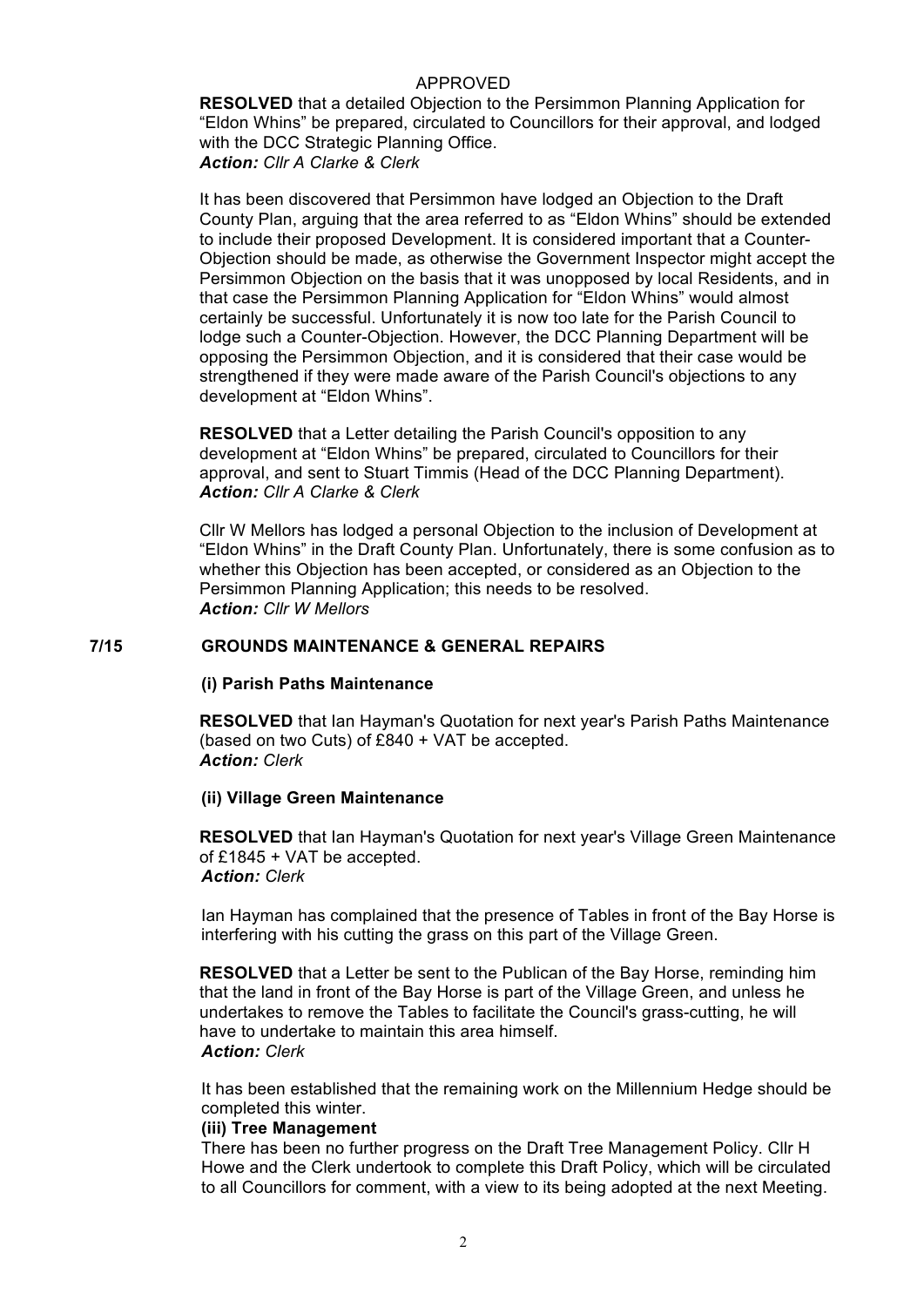APPROVED

**RESOLVED** that a detailed Objection to the Persimmon Planning Application for "Eldon Whins" be prepared, circulated to Councillors for their approval, and lodged with the DCC Strategic Planning Office.
***Action:** Cllr A Clarke & Clerk*

It has been discovered that Persimmon have lodged an Objection to the Draft County Plan, arguing that the area referred to as "Eldon Whins" should be extended to include their proposed Development. It is considered important that a Counter-Objection should be made, as otherwise the Government Inspector might accept the Persimmon Objection on the basis that it was unopposed by local Residents, and in that case the Persimmon Planning Application for "Eldon Whins" would almost certainly be successful. Unfortunately it is now too late for the Parish Council to lodge such a Counter-Objection. However, the DCC Planning Department will be opposing the Persimmon Objection, and it is considered that their case would be strengthened if they were made aware of the Parish Council's objections to any development at "Eldon Whins".

**RESOLVED** that a Letter detailing the Parish Council's opposition to any development at "Eldon Whins" be prepared, circulated to Councillors for their approval, and sent to Stuart Timmis (Head of the DCC Planning Department).
***Action:** Cllr A Clarke & Clerk*

Cllr W Mellors has lodged a personal Objection to the inclusion of Development at "Eldon Whins" in the Draft County Plan. Unfortunately, there is some confusion as to whether this Objection has been accepted, or considered as an Objection to the Persimmon Planning Application; this needs to be resolved.
***Action:** Cllr W Mellors*

## 7/15 GROUNDS MAINTENANCE & GENERAL REPAIRS

### (i) Parish Paths Maintenance

**RESOLVED** that Ian Hayman's Quotation for next year's Parish Paths Maintenance (based on two Cuts) of £840 + VAT be accepted.
***Action:** Clerk*

### (ii) Village Green Maintenance

**RESOLVED** that Ian Hayman's Quotation for next year's Village Green Maintenance of £1845 + VAT be accepted.
***Action:** Clerk*

Ian Hayman has complained that the presence of Tables in front of the Bay Horse is interfering with his cutting the grass on this part of the Village Green.

**RESOLVED** that a Letter be sent to the Publican of the Bay Horse, reminding him that the land in front of the Bay Horse is part of the Village Green, and unless he undertakes to remove the Tables to facilitate the Council's grass-cutting, he will have to undertake to maintain this area himself.
***Action:** Clerk*

It has been established that the remaining work on the Millennium Hedge should be completed this winter.

### (iii) Tree Management

There has been no further progress on the Draft Tree Management Policy. Cllr H Howe and the Clerk undertook to complete this Draft Policy, which will be circulated to all Councillors for comment, with a view to its being adopted at the next Meeting.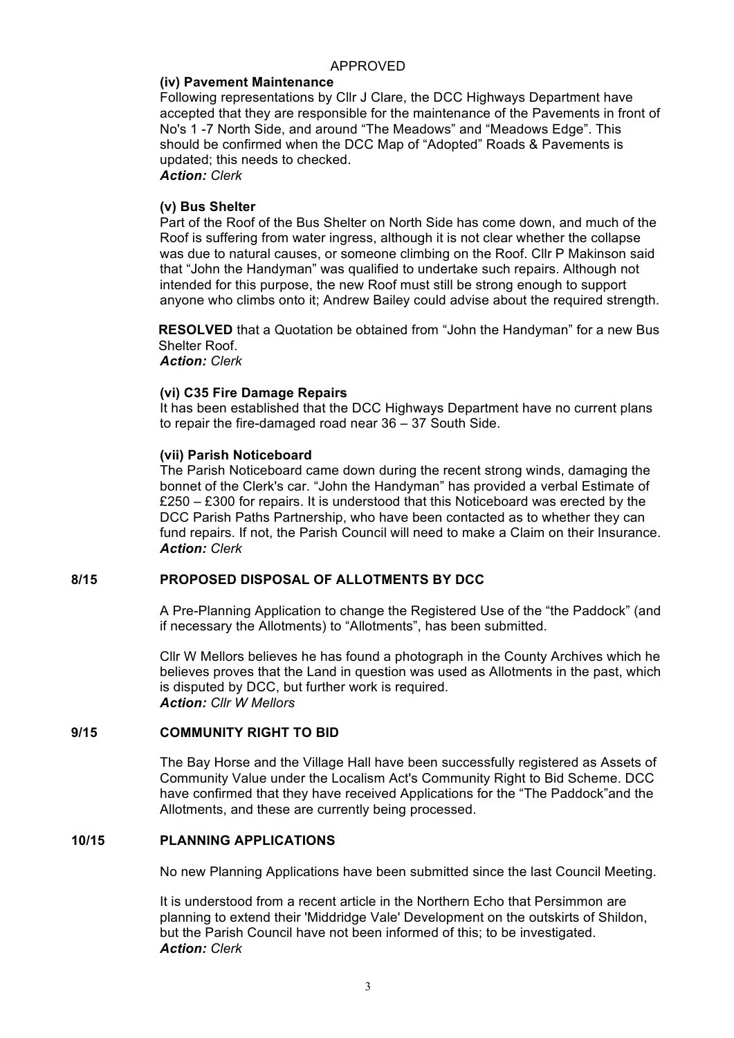APPROVED

**(iv) Pavement Maintenance**

Following representations by Cllr J Clare, the DCC Highways Department have accepted that they are responsible for the maintenance of the Pavements in front of No's 1 -7 North Side, and around "The Meadows" and "Meadows Edge". This should be confirmed when the DCC Map of "Adopted" Roads & Pavements is updated; this needs to checked.

***Action:*** *Clerk*

**(v) Bus Shelter**

Part of the Roof of the Bus Shelter on North Side has come down, and much of the Roof is suffering from water ingress, although it is not clear whether the collapse was due to natural causes, or someone climbing on the Roof. Cllr P Makinson said that "John the Handyman" was qualified to undertake such repairs. Although not intended for this purpose, the new Roof must still be strong enough to support anyone who climbs onto it; Andrew Bailey could advise about the required strength.

**RESOLVED** that a Quotation be obtained from "John the Handyman" for a new Bus Shelter Roof.

***Action:*** *Clerk*

**(vi) C35 Fire Damage Repairs**

It has been established that the DCC Highways Department have no current plans to repair the fire-damaged road near 36 – 37 South Side.

**(vii) Parish Noticeboard**

The Parish Noticeboard came down during the recent strong winds, damaging the bonnet of the Clerk's car. "John the Handyman" has provided a verbal Estimate of £250 – £300 for repairs. It is understood that this Noticeboard was erected by the DCC Parish Paths Partnership, who have been contacted as to whether they can fund repairs. If not, the Parish Council will need to make a Claim on their Insurance.

***Action:*** *Clerk*

## 8/15 PROPOSED DISPOSAL OF ALLOTMENTS BY DCC

A Pre-Planning Application to change the Registered Use of the "the Paddock" (and if necessary the Allotments) to "Allotments", has been submitted.

Cllr W Mellors believes he has found a photograph in the County Archives which he believes proves that the Land in question was used as Allotments in the past, which is disputed by DCC, but further work is required.

***Action:*** *Cllr W Mellors*

## 9/15 COMMUNITY RIGHT TO BID

The Bay Horse and the Village Hall have been successfully registered as Assets of Community Value under the Localism Act's Community Right to Bid Scheme. DCC have confirmed that they have received Applications for the "The Paddock"and the Allotments, and these are currently being processed.

## 10/15 PLANNING APPLICATIONS

No new Planning Applications have been submitted since the last Council Meeting.

It is understood from a recent article in the Northern Echo that Persimmon are planning to extend their 'Middridge Vale' Development on the outskirts of Shildon, but the Parish Council have not been informed of this; to be investigated.

***Action:*** *Clerk*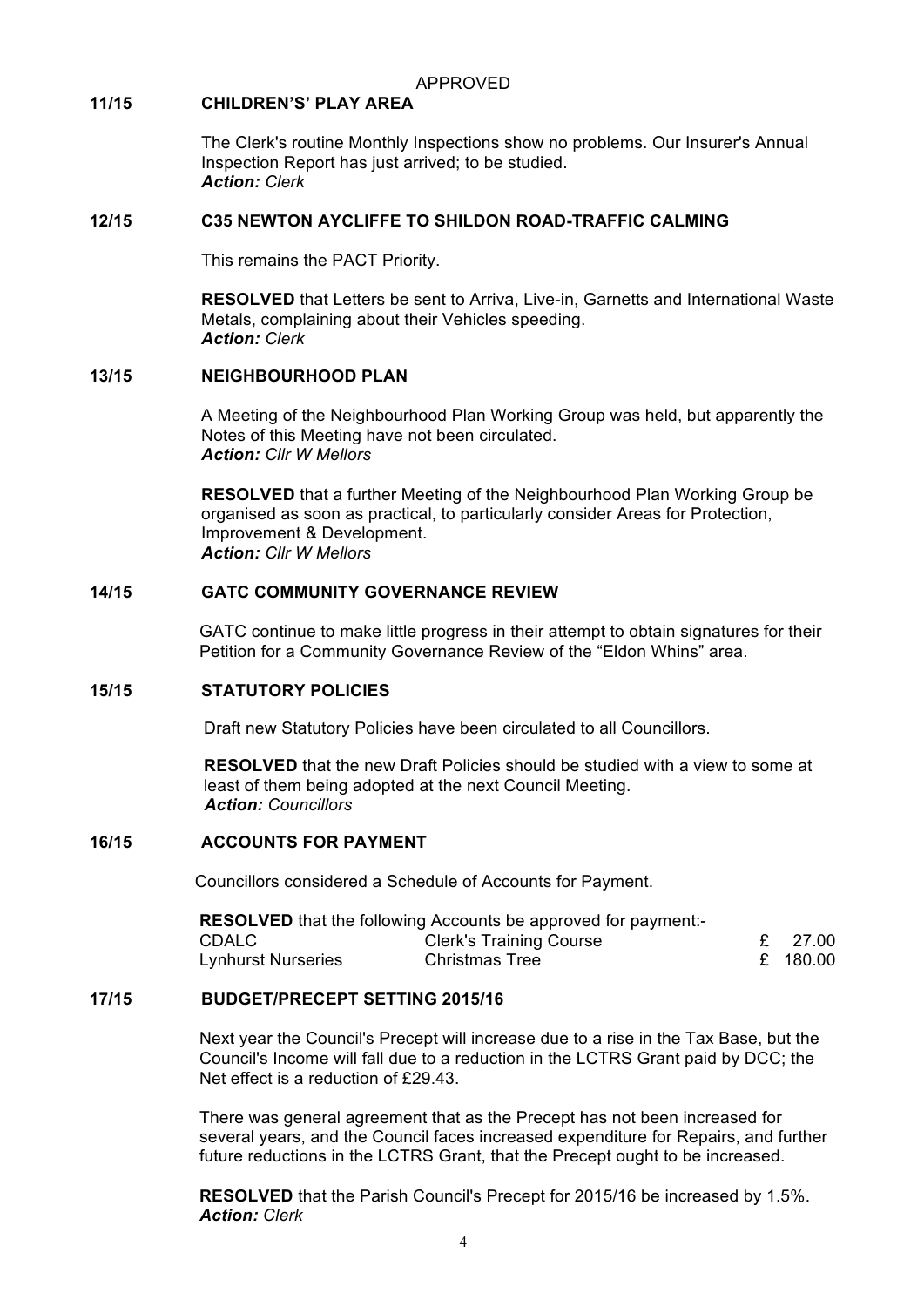APPROVED

## 11/15 CHILDREN'S' PLAY AREA

The Clerk's routine Monthly Inspections show no problems. Our Insurer's Annual Inspection Report has just arrived; to be studied.
***Action:** Clerk*

## 12/15 C35 NEWTON AYCLIFFE TO SHILDON ROAD-TRAFFIC CALMING

This remains the PACT Priority.

**RESOLVED** that Letters be sent to Arriva, Live-in, Garnetts and International Waste Metals, complaining about their Vehicles speeding.
***Action:** Clerk*

## 13/15 NEIGHBOURHOOD PLAN

A Meeting of the Neighbourhood Plan Working Group was held, but apparently the Notes of this Meeting have not been circulated.
***Action:** Cllr W Mellors*

**RESOLVED** that a further Meeting of the Neighbourhood Plan Working Group be organised as soon as practical, to particularly consider Areas for Protection, Improvement & Development.
***Action:** Cllr W Mellors*

## 14/15 GATC COMMUNITY GOVERNANCE REVIEW

GATC continue to make little progress in their attempt to obtain signatures for their Petition for a Community Governance Review of the "Eldon Whins" area.

## 15/15 STATUTORY POLICIES

Draft new Statutory Policies have been circulated to all Councillors.

**RESOLVED** that the new Draft Policies should be studied with a view to some at least of them being adopted at the next Council Meeting.
***Action:** Councillors*

## 16/15 ACCOUNTS FOR PAYMENT

Councillors considered a Schedule of Accounts for Payment.

**RESOLVED** that the following Accounts be approved for payment:-

| | | |
|---|---|---|
| CDALC | Clerk's Training Course | £ 27.00 |
| Lynhurst Nurseries | Christmas Tree | £ 180.00 |

## 17/15 BUDGET/PRECEPT SETTING 2015/16

Next year the Council's Precept will increase due to a rise in the Tax Base, but the Council's Income will fall due to a reduction in the LCTRS Grant paid by DCC; the Net effect is a reduction of £29.43.

There was general agreement that as the Precept has not been increased for several years, and the Council faces increased expenditure for Repairs, and further future reductions in the LCTRS Grant, that the Precept ought to be increased.

**RESOLVED** that the Parish Council's Precept for 2015/16 be increased by 1.5%.
***Action:** Clerk*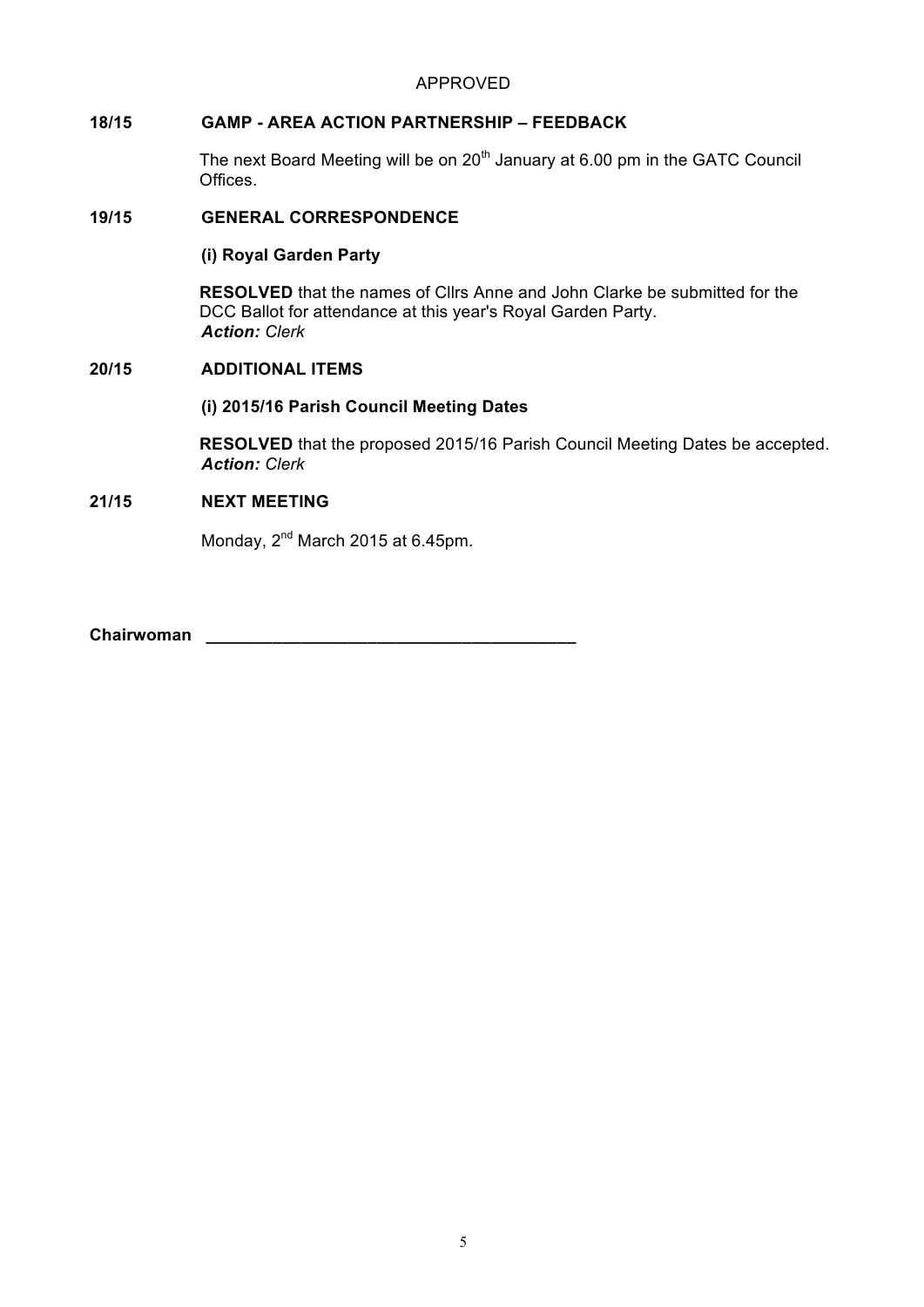APPROVED

**18/15 GAMP - AREA ACTION PARTNERSHIP – FEEDBACK**

The next Board Meeting will be on 20th January at 6.00 pm in the GATC Council Offices.

**19/15 GENERAL CORRESPONDENCE**

**(i) Royal Garden Party**

**RESOLVED** that the names of Cllrs Anne and John Clarke be submitted for the DCC Ballot for attendance at this year's Royal Garden Party.
***Action:*** *Clerk*

**20/15 ADDITIONAL ITEMS**

**(i) 2015/16 Parish Council Meeting Dates**

**RESOLVED** that the proposed 2015/16 Parish Council Meeting Dates be accepted.
***Action:*** *Clerk*

**21/15 NEXT MEETING**

Monday, 2nd March 2015 at 6.45pm.

**Chairwoman** ________________________________________